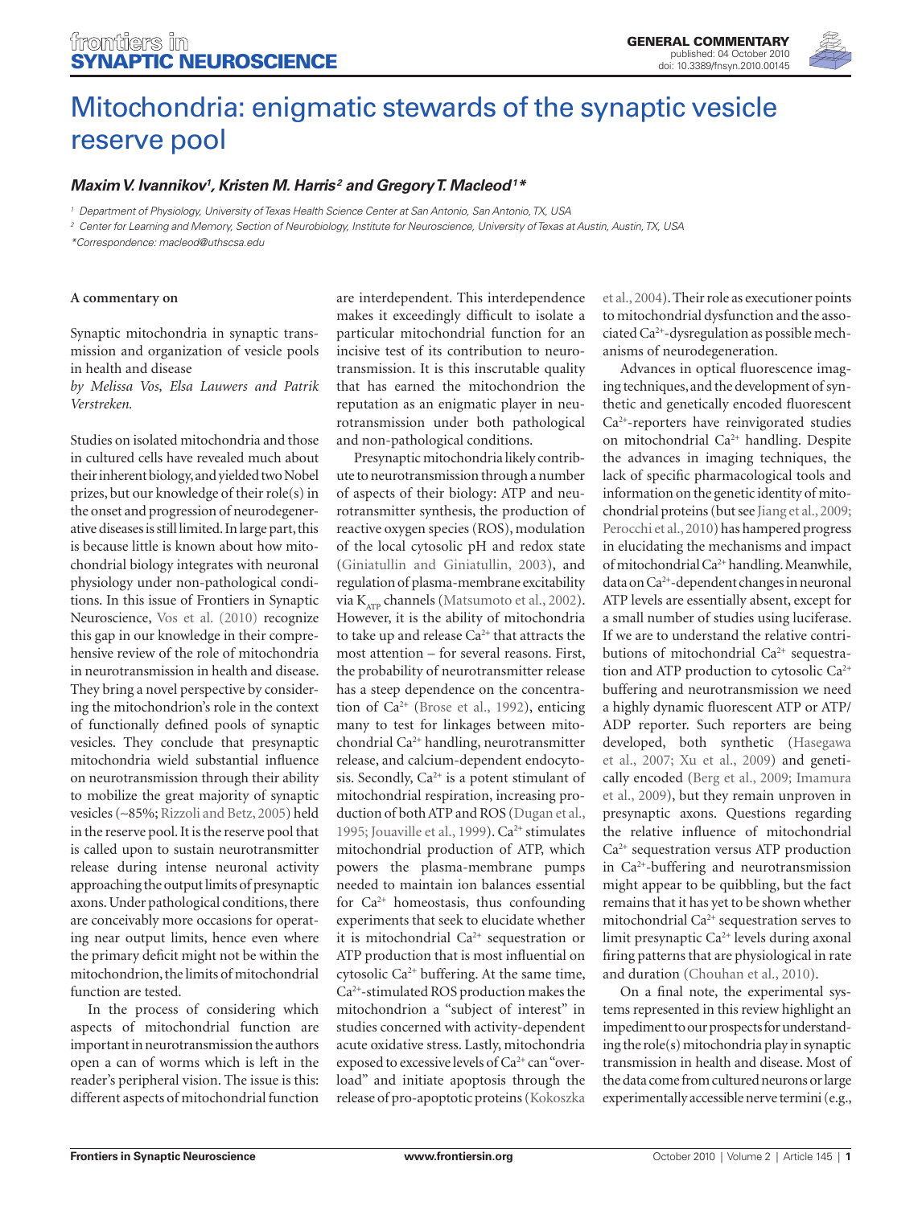# Mitochondria: enigmatic stewards of the synaptic vesicle reserve pool

***Maxim V. Ivannikov*[1]*, Kristen M. Harris*[2] *and Gregory T. Macleod*[1]***\***

[1] Department of Physiology, University of Texas Health Science Center at San Antonio, San Antonio, TX, USA

[2] Center for Learning and Memory, Section of Neurobiology, Institute for Neuroscience, University of Texas at Austin, Austin, TX, USA

*Correspondence: macleod@uthscsa.edu

**A commentary on**

Synaptic mitochondria in synaptic transmission and organization of vesicle pools in health and disease

*by Melissa Vos, Elsa Lauwers and Patrik Verstreken.*

Studies on isolated mitochondria and those in cultured cells have revealed much about their inherent biology, and yielded two Nobel prizes, but our knowledge of their role(s) in the onset and progression of neurodegenerative diseases is still limited. In large part, this is because little is known about how mitochondrial biology integrates with neuronal physiology under non-pathological conditions. In this issue of Frontiers in Synaptic Neuroscience, Vos et al. (2010) recognize this gap in our knowledge in their comprehensive review of the role of mitochondria in neurotransmission in health and disease. They bring a novel perspective by considering the mitochondrion's role in the context of functionally defined pools of synaptic vesicles. They conclude that presynaptic mitochondria wield substantial influence on neurotransmission through their ability to mobilize the great majority of synaptic vesicles (~85%; Rizzoli and Betz, 2005) held in the reserve pool. It is the reserve pool that is called upon to sustain neurotransmitter release during intense neuronal activity approaching the output limits of presynaptic axons. Under pathological conditions, there are conceivably more occasions for operating near output limits, hence even where the primary deficit might not be within the mitochondrion, the limits of mitochondrial function are tested.

In the process of considering which aspects of mitochondrial function are important in neurotransmission the authors open a can of worms which is left in the reader's peripheral vision. The issue is this: different aspects of mitochondrial function are interdependent. This interdependence makes it exceedingly difficult to isolate a particular mitochondrial function for an incisive test of its contribution to neurotransmission. It is this inscrutable quality that has earned the mitochondrion the reputation as an enigmatic player in neurotransmission under both pathological and non-pathological conditions.

Presynaptic mitochondria likely contribute to neurotransmission through a number of aspects of their biology: ATP and neurotransmitter synthesis, the production of reactive oxygen species (ROS), modulation of the local cytosolic pH and redox state (Giniatullin and Giniatullin, 2003), and regulation of plasma-membrane excitability via $K_{ATP}$ channels (Matsumoto et al., 2002). However, it is the ability of mitochondria to take up and release $Ca^{2+}$ that attracts the most attention – for several reasons. First, the probability of neurotransmitter release has a steep dependence on the concentration of $Ca^{2+}$ (Brose et al., 1992), enticing many to test for linkages between mitochondrial $Ca^{2+}$ handling, neurotransmitter release, and calcium-dependent endocytosis. Secondly, $Ca^{2+}$ is a potent stimulant of mitochondrial respiration, increasing production of both ATP and ROS (Dugan et al., 1995; Jouaville et al., 1999). $Ca^{2+}$ stimulates mitochondrial production of ATP, which powers the plasma-membrane pumps needed to maintain ion balances essential for $Ca^{2+}$ homeostasis, thus confounding experiments that seek to elucidate whether it is mitochondrial $Ca^{2+}$ sequestration or ATP production that is most influential on cytosolic $Ca^{2+}$ buffering. At the same time, $Ca^{2+}$-stimulated ROS production makes the mitochondrion a "subject of interest" in studies concerned with activity-dependent acute oxidative stress. Lastly, mitochondria exposed to excessive levels of $Ca^{2+}$ can "overload" and initiate apoptosis through the release of pro-apoptotic proteins (Kokoszka et al., 2004). Their role as executioner points to mitochondrial dysfunction and the associated $Ca^{2+}$-dysregulation as possible mechanisms of neurodegeneration.

Advances in optical fluorescence imaging techniques, and the development of synthetic and genetically encoded fluorescent $Ca^{2+}$-reporters have reinvigorated studies on mitochondrial $Ca^{2+}$ handling. Despite the advances in imaging techniques, the lack of specific pharmacological tools and information on the genetic identity of mitochondrial proteins (but see Jiang et al., 2009; Perocchi et al., 2010) has hampered progress in elucidating the mechanisms and impact of mitochondrial $Ca^{2+}$ handling. Meanwhile, data on $Ca^{2+}$-dependent changes in neuronal ATP levels are essentially absent, except for a small number of studies using luciferase. If we are to understand the relative contributions of mitochondrial $Ca^{2+}$ sequestration and ATP production to cytosolic $Ca^{2+}$ buffering and neurotransmission we need a highly dynamic fluorescent ATP or ATP/ADP reporter. Such reporters are being developed, both synthetic (Hasegawa et al., 2007; Xu et al., 2009) and genetically encoded (Berg et al., 2009; Imamura et al., 2009), but they remain unproven in presynaptic axons. Questions regarding the relative influence of mitochondrial $Ca^{2+}$ sequestration versus ATP production in $Ca^{2+}$-buffering and neurotransmission might appear to be quibbling, but the fact remains that it has yet to be shown whether mitochondrial $Ca^{2+}$ sequestration serves to limit presynaptic $Ca^{2+}$ levels during axonal firing patterns that are physiological in rate and duration (Chouhan et al., 2010).

On a final note, the experimental systems represented in this review highlight an impediment to our prospects for understanding the role(s) mitochondria play in synaptic transmission in health and disease. Most of the data come from cultured neurons or large experimentally accessible nerve termini (e.g.,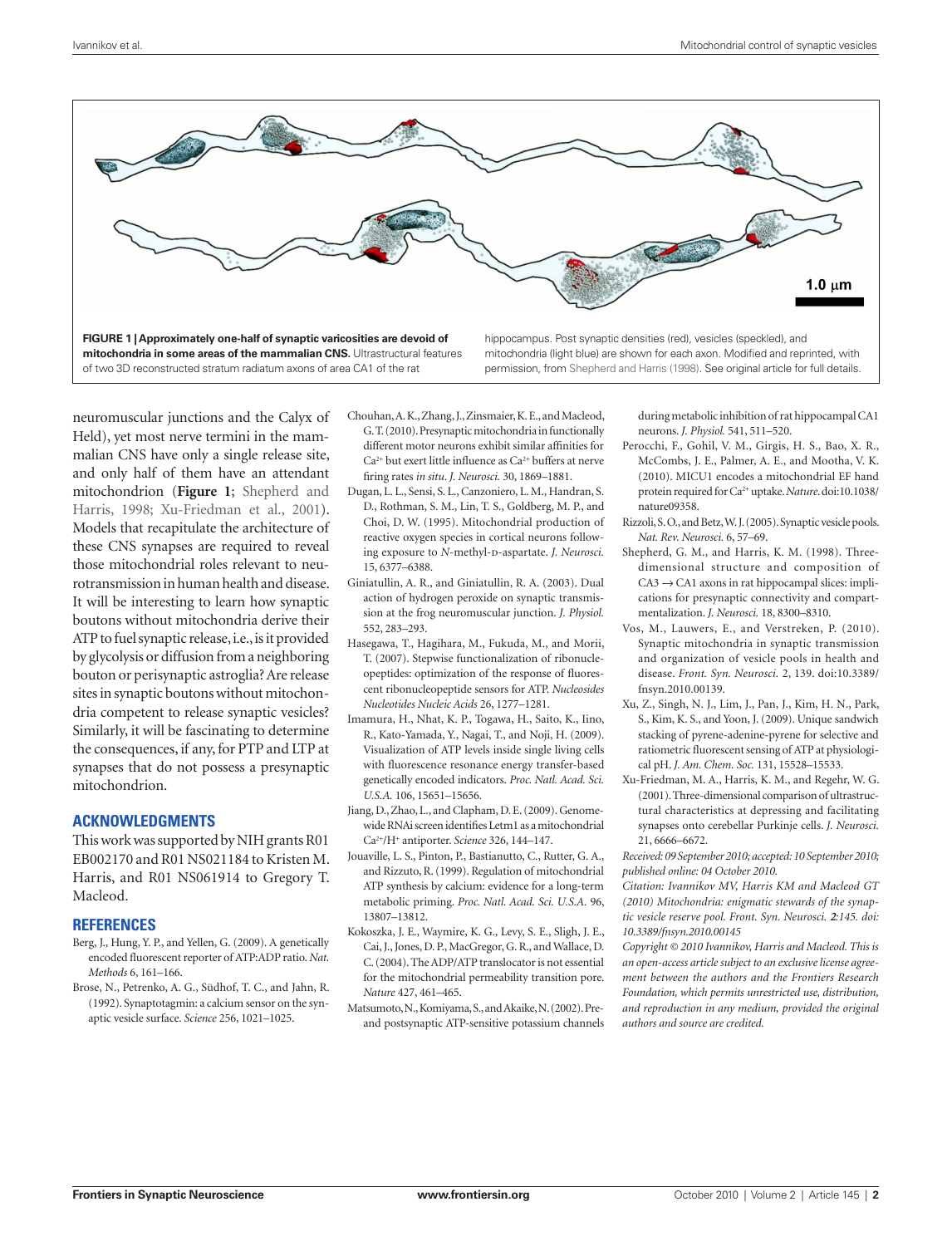1.0 μm

**FIGURE 1 | Approximately one-half of synaptic varicosities are devoid of mitochondria in some areas of the mammalian CNS.** Ultrastructural features of two 3D reconstructed stratum radiatum axons of area CA1 of the rat hippocampus. Post synaptic densities (red), vesicles (speckled), and mitochondria (light blue) are shown for each axon. Modified and reprinted, with permission, from Shepherd and Harris (1998). See original article for full details.

neuromuscular junctions and the Calyx of Held), yet most nerve termini in the mammalian CNS have only a single release site, and only half of them have an attendant mitochondrion (**Figure 1**; Shepherd and Harris, 1998; Xu-Friedman et al., 2001). Models that recapitulate the architecture of these CNS synapses are required to reveal those mitochondrial roles relevant to neurotransmission in human health and disease. It will be interesting to learn how synaptic boutons without mitochondria derive their ATP to fuel synaptic release, i.e., is it provided by glycolysis or diffusion from a neighboring bouton or perisynaptic astroglia? Are release sites in synaptic boutons without mitochondria competent to release synaptic vesicles? Similarly, it will be fascinating to determine the consequences, if any, for PTP and LTP at synapses that do not possess a presynaptic mitochondrion.

## ACKNOWLEDGMENTS

This work was supported by NIH grants R01 EB002170 and R01 NS021184 to Kristen M. Harris, and R01 NS061914 to Gregory T. Macleod.

## REFERENCES

Berg, J., Hung, Y. P., and Yellen, G. (2009). A genetically encoded fluorescent reporter of ATP:ADP ratio. *Nat. Methods* 6, 161–166.

Brose, N., Petrenko, A. G., Südhof, T. C., and Jahn, R. (1992). Synaptotagmin: a calcium sensor on the synaptic vesicle surface. *Science* 256, 1021–1025.

Chouhan, A. K., Zhang, J., Zinsmaier, K. E., and Macleod, G. T. (2010). Presynaptic mitochondria in functionally different motor neurons exhibit similar affinities for $Ca^{2+}$ but exert little influence as $Ca^{2+}$ buffers at nerve firing rates *in situ*. *J. Neurosci.* 30, 1869–1881.

Dugan, L. L., Sensi, S. L., Canzoniero, L. M., Handran, S. D., Rothman, S. M., Lin, T. S., Goldberg, M. P., and Choi, D. W. (1995). Mitochondrial production of reactive oxygen species in cortical neurons following exposure to *N*-methyl-D-aspartate. *J. Neurosci.* 15, 6377–6388.

Giniatullin, A. R., and Giniatullin, R. A. (2003). Dual action of hydrogen peroxide on synaptic transmission at the frog neuromuscular junction. *J. Physiol.* 552, 283–293.

Hasegawa, T., Hagihara, M., Fukuda, M., and Morii, T. (2007). Stepwise functionalization of ribonucleopeptides: optimization of the response of fluorescent ribonucleopeptide sensors for ATP. *Nucleosides Nucleotides Nucleic Acids* 26, 1277–1281.

Imamura, H., Nhat, K. P., Togawa, H., Saito, K., Iino, R., Kato-Yamada, Y., Nagai, T., and Noji, H. (2009). Visualization of ATP levels inside single living cells with fluorescence resonance energy transfer-based genetically encoded indicators. *Proc. Natl. Acad. Sci. U.S.A.* 106, 15651–15656.

Jiang, D., Zhao, L., and Clapham, D. E. (2009). Genome-wide RNAi screen identifies Letm1 as a mitochondrial $Ca^{2+}/H^{+}$ antiporter. *Science* 326, 144–147.

Jouaville, L. S., Pinton, P., Bastianutto, C., Rutter, G. A., and Rizzuto, R. (1999). Regulation of mitochondrial ATP synthesis by calcium: evidence for a long-term metabolic priming. *Proc. Natl. Acad. Sci. U.S.A.* 96, 13807–13812.

Kokoszka, J. E., Waymire, K. G., Levy, S. E., Sligh, J. E., Cai, J., Jones, D. P., MacGregor, G. R., and Wallace, D. C. (2004). The ADP/ATP translocator is not essential for the mitochondrial permeability transition pore. *Nature* 427, 461–465.

Matsumoto, N., Komiyama, S., and Akaike, N. (2002). Pre- and postsynaptic ATP-sensitive potassium channels during metabolic inhibition of rat hippocampal CA1 neurons. *J. Physiol.* 541, 511–520.

Perocchi, F., Gohil, V. M., Girgis, H. S., Bao, X. R., McCombs, J. E., Palmer, A. E., and Mootha, V. K. (2010). MICU1 encodes a mitochondrial EF hand protein required for $Ca^{2+}$ uptake. *Nature*. doi:10.1038/nature09358.

Rizzoli, S. O., and Betz, W. J. (2005). Synaptic vesicle pools. *Nat. Rev. Neurosci.* 6, 57–69.

Shepherd, G. M., and Harris, K. M. (1998). Three-dimensional structure and composition of CA3 → CA1 axons in rat hippocampal slices: implications for presynaptic connectivity and compartmentalization. *J. Neurosci.* 18, 8300–8310.

Vos, M., Lauwers, E., and Verstreken, P. (2010). Synaptic mitochondria in synaptic transmission and organization of vesicle pools in health and disease. *Front. Syn. Neurosci.* 2, 139. doi:10.3389/fnsyn.2010.00139.

Xu, Z., Singh, N. J., Lim, J., Pan, J., Kim, H. N., Park, S., Kim, K. S., and Yoon, J. (2009). Unique sandwich stacking of pyrene-adenine-pyrene for selective and ratiometric fluorescent sensing of ATP at physiological pH. *J. Am. Chem. Soc.* 131, 15528–15533.

Xu-Friedman, M. A., Harris, K. M., and Regehr, W. G. (2001). Three-dimensional comparison of ultrastructural characteristics at depressing and facilitating synapses onto cerebellar Purkinje cells. *J. Neurosci.* 21, 6666–6672.

*Received: 09 September 2010; accepted: 10 September 2010; published online: 04 October 2010.*

*Citation: Ivannikov MV, Harris KM and Macleod GT (2010) Mitochondria: enigmatic stewards of the synaptic vesicle reserve pool. Front. Syn. Neurosci.* ***2****:145. doi: 10.3389/fnsyn.2010.00145*

*Copyright © 2010 Ivannikov, Harris and Macleod. This is an open-access article subject to an exclusive license agreement between the authors and the Frontiers Research Foundation, which permits unrestricted use, distribution, and reproduction in any medium, provided the original authors and source are credited.*